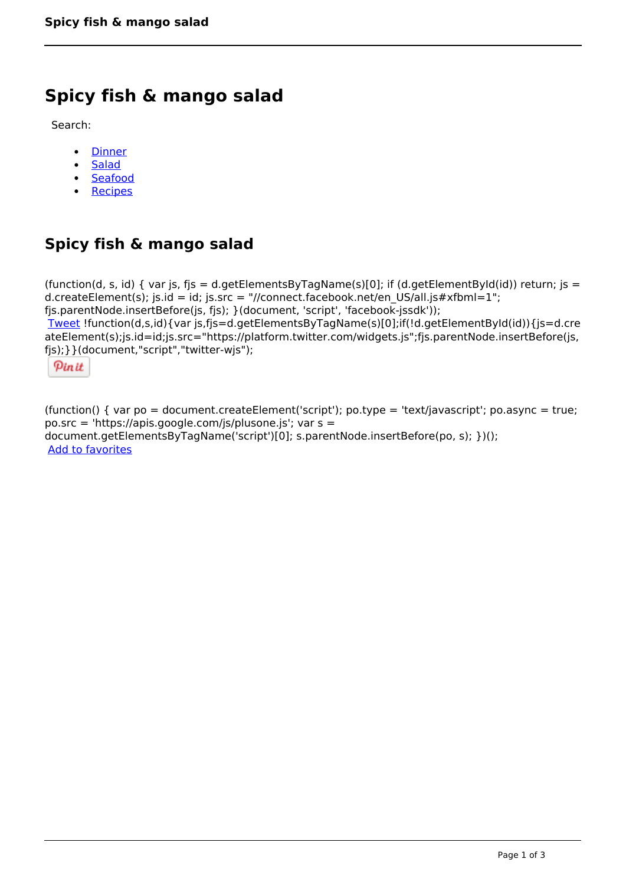# Spicy fish & mango salad

Search:

- Dinner
- Salad
- Seafood
- Recipes

## Spicy fish & mango salad

(function(d, s, id) { var js, fjs = d.getElementsByTagName(s)[0]; if (d.getElementById(id)) return; js = d.createElement(s); js.id = id; js.src = "//connect.facebook.net/en_US/all.js#xfbml=1"; fjs.parentNode.insertBefore(js, fjs); }(document, 'script', 'facebook-jssdk'));
Tweet !function(d,s,id){var js,fjs=d.getElementsByTagName(s)[0];if(!d.getElementById(id)){js=d.createElement(s);js.id=id;js.src="https://platform.twitter.com/widgets.js";fjs.parentNode.insertBefore(js,fjs);}}(document,"script","twitter-wjs");

Pin it

(function() { var po = document.createElement('script'); po.type = 'text/javascript'; po.async = true; po.src = 'https://apis.google.com/js/plusone.js'; var s = document.getElementsByTagName('script')[0]; s.parentNode.insertBefore(po, s); })();
Add to favorites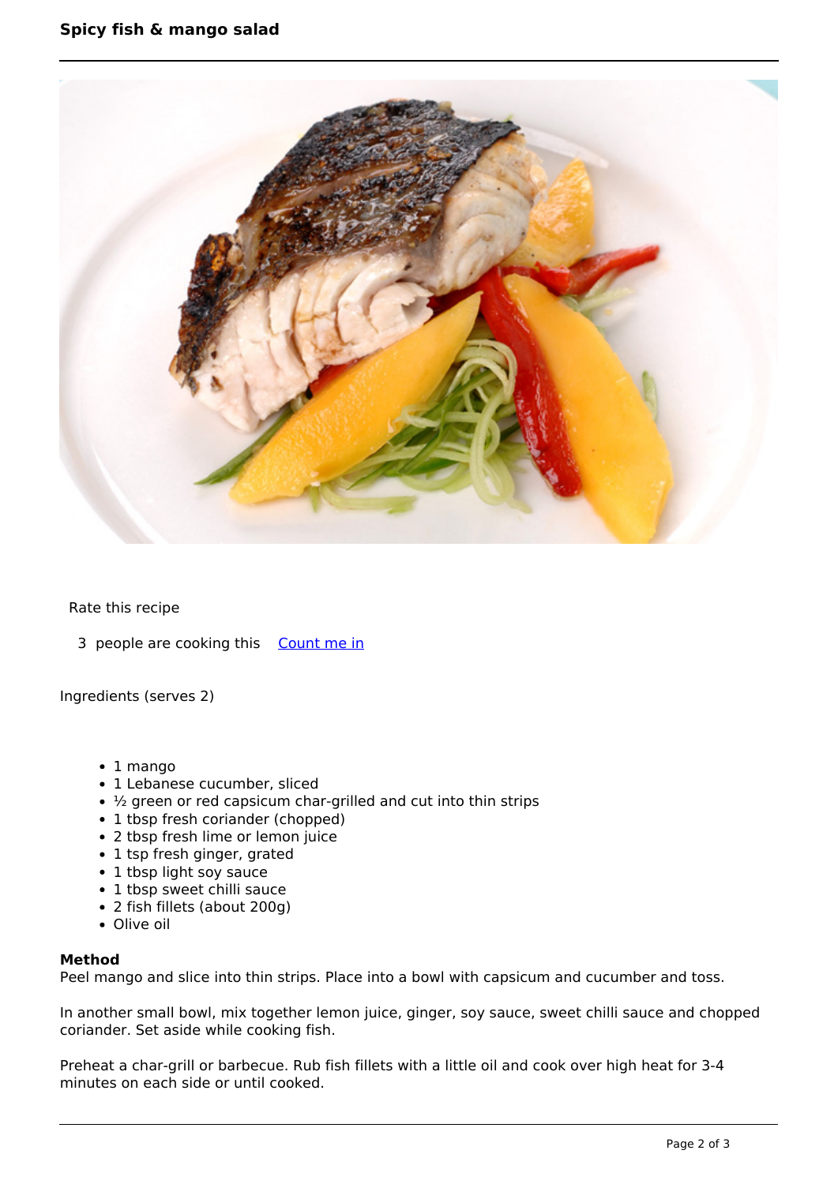# Spicy fish & mango salad

Rate this recipe

3 people are cooking this [Count me in]

Ingredients (serves 2)

- 1 mango
- 1 Lebanese cucumber, sliced
- ½ green or red capsicum char-grilled and cut into thin strips
- 1 tbsp fresh coriander (chopped)
- 2 tbsp fresh lime or lemon juice
- 1 tsp fresh ginger, grated
- 1 tbsp light soy sauce
- 1 tbsp sweet chilli sauce
- 2 fish fillets (about 200g)
- Olive oil

**Method**

Peel mango and slice into thin strips. Place into a bowl with capsicum and cucumber and toss.

In another small bowl, mix together lemon juice, ginger, soy sauce, sweet chilli sauce and chopped coriander. Set aside while cooking fish.

Preheat a char-grill or barbecue. Rub fish fillets with a little oil and cook over high heat for 3-4 minutes on each side or until cooked.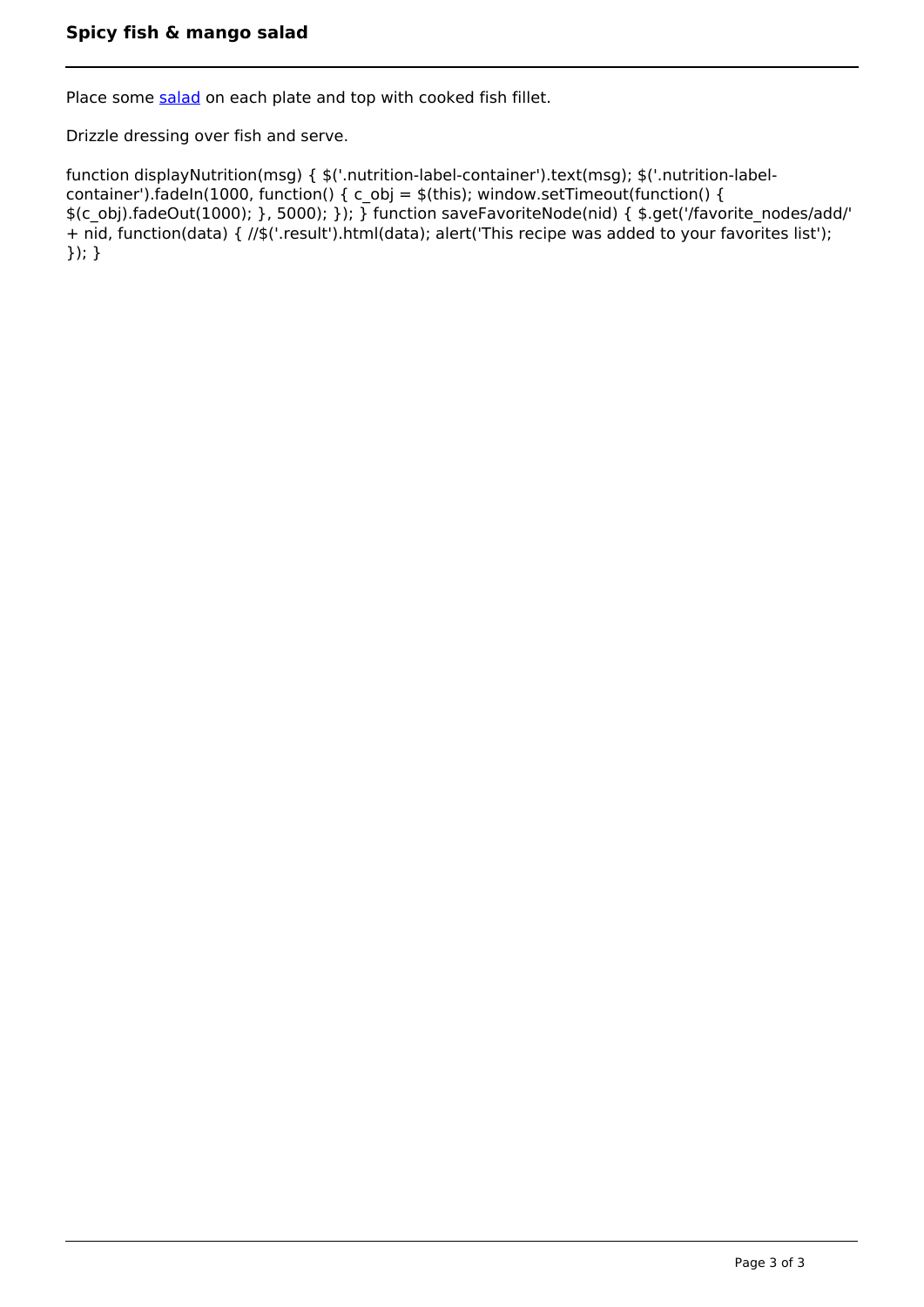Place some salad on each plate and top with cooked fish fillet.

Drizzle dressing over fish and serve.

```
function displayNutrition(msg) { $('.nutrition-label-container').text(msg); $('.nutrition-label-container').fadeIn(1000, function() { c_obj = $(this); window.setTimeout(function() { $(c_obj).fadeOut(1000); }, 5000); }); } function saveFavoriteNode(nid) { $.get('/favorite_nodes/add/' + nid, function(data) { //$('.result').html(data); alert('This recipe was added to your favorites list'); }); }
```